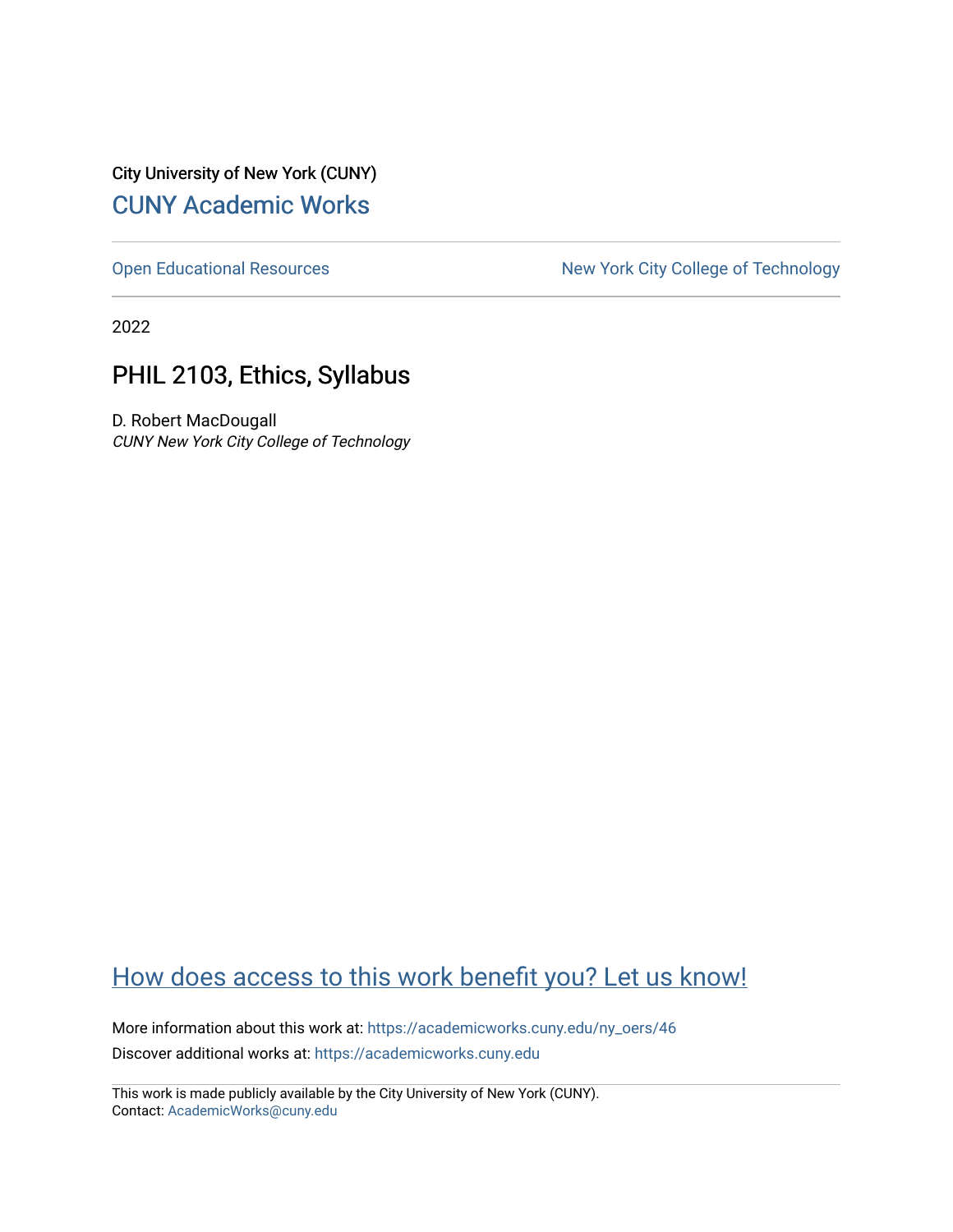City University of New York (CUNY)

# CUNY Academic Works

Open Educational Resources

New York City College of Technology

2022

## PHIL 2103, Ethics, Syllabus

D. Robert MacDougall

*CUNY New York City College of Technology*

How does access to this work benefit you? Let us know!

More information about this work at: https://academicworks.cuny.edu/ny_oers/46

Discover additional works at: https://academicworks.cuny.edu

This work is made publicly available by the City University of New York (CUNY).
Contact: AcademicWorks@cuny.edu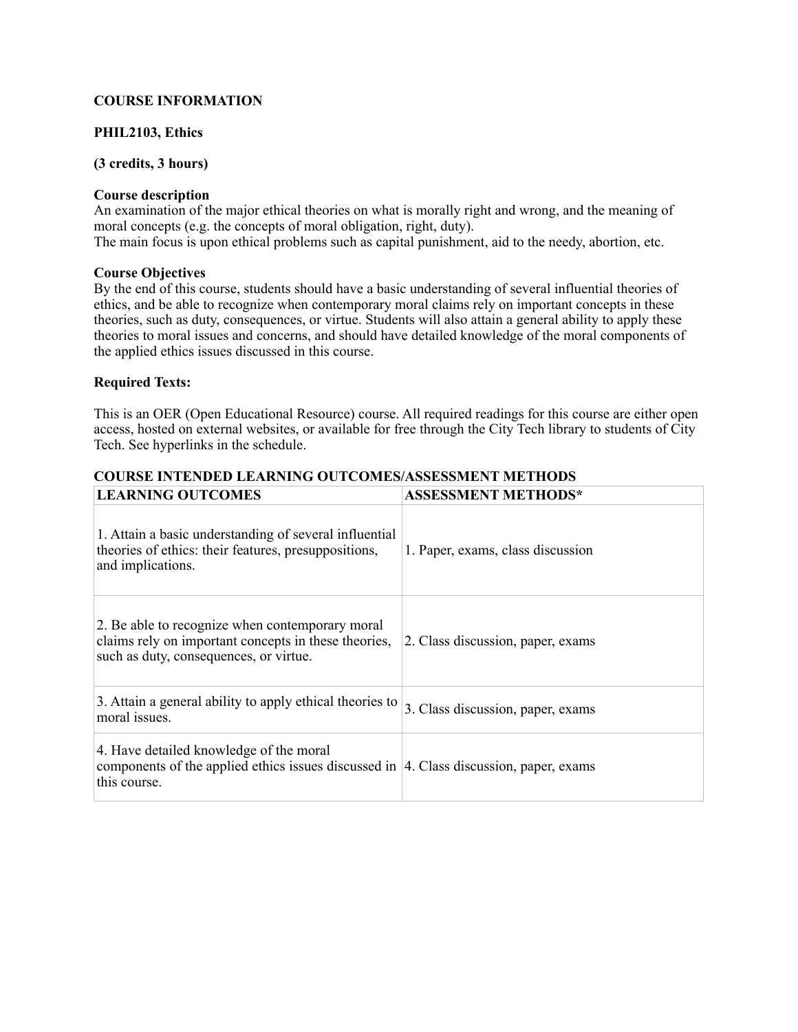**COURSE INFORMATION**

**PHIL2103, Ethics**

**(3 credits, 3 hours)**

**Course description**
An examination of the major ethical theories on what is morally right and wrong, and the meaning of moral concepts (e.g. the concepts of moral obligation, right, duty).
The main focus is upon ethical problems such as capital punishment, aid to the needy, abortion, etc.

**Course Objectives**
By the end of this course, students should have a basic understanding of several influential theories of ethics, and be able to recognize when contemporary moral claims rely on important concepts in these theories, such as duty, consequences, or virtue. Students will also attain a general ability to apply these theories to moral issues and concerns, and should have detailed knowledge of the moral components of the applied ethics issues discussed in this course.

**Required Texts:**

This is an OER (Open Educational Resource) course. All required readings for this course are either open access, hosted on external websites, or available for free through the City Tech library to students of City Tech. See hyperlinks in the schedule.

**COURSE INTENDED LEARNING OUTCOMES/ASSESSMENT METHODS**

| LEARNING OUTCOMES | ASSESSMENT METHODS* |
|---|---|
| 1. Attain a basic understanding of several influential theories of ethics: their features, presuppositions, and implications. | 1. Paper, exams, class discussion |
| 2. Be able to recognize when contemporary moral claims rely on important concepts in these theories, such as duty, consequences, or virtue. | 2. Class discussion, paper, exams |
| 3. Attain a general ability to apply ethical theories to moral issues. | 3. Class discussion, paper, exams |
| 4. Have detailed knowledge of the moral components of the applied ethics issues discussed in this course. | 4. Class discussion, paper, exams |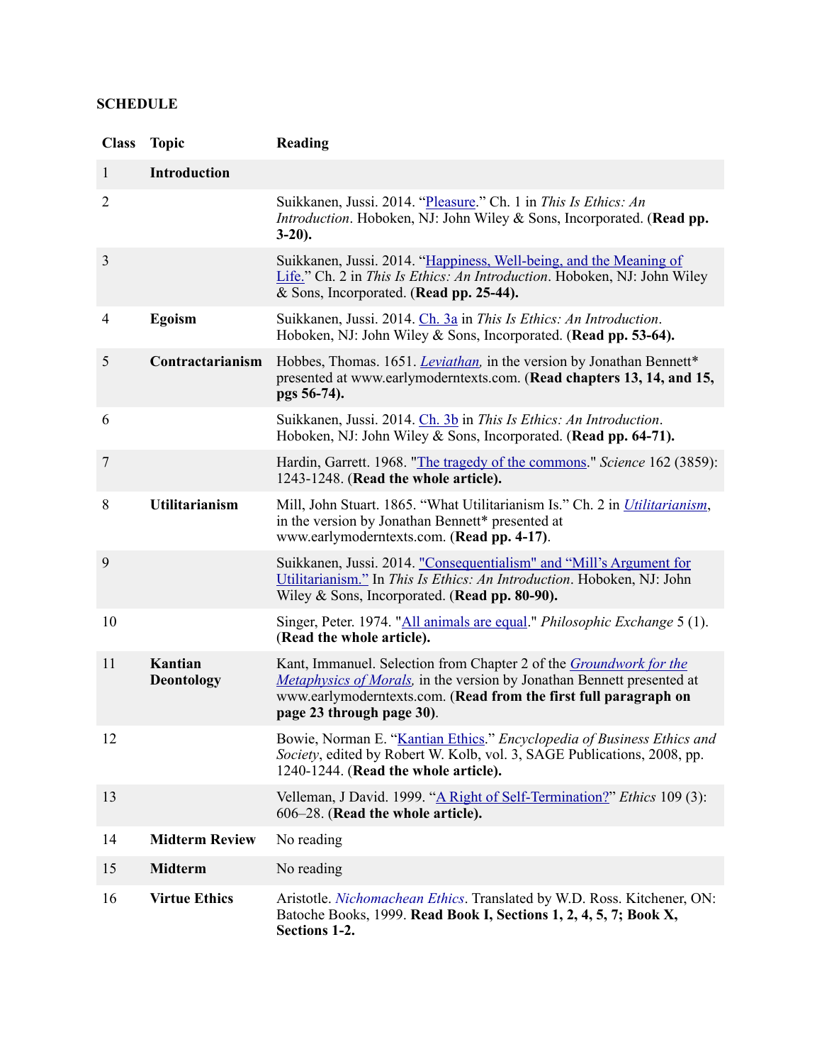**SCHEDULE**

| Class | Topic | Reading |
|---|---|---|
| 1 | **Introduction** | |
| 2 | | Suikkanen, Jussi. 2014. "Pleasure." Ch. 1 in *This Is Ethics: An Introduction*. Hoboken, NJ: John Wiley & Sons, Incorporated. (**Read pp. 3-20).** |
| 3 | | Suikkanen, Jussi. 2014. "Happiness, Well-being, and the Meaning of Life." Ch. 2 in *This Is Ethics: An Introduction*. Hoboken, NJ: John Wiley & Sons, Incorporated. (**Read pp. 25-44).** |
| 4 | **Egoism** | Suikkanen, Jussi. 2014. Ch. 3a in *This Is Ethics: An Introduction*. Hoboken, NJ: John Wiley & Sons, Incorporated. (**Read pp. 53-64).** |
| 5 | **Contractarianism** | Hobbes, Thomas. 1651. *Leviathan,* in the version by Jonathan Bennett* presented at www.earlymoderntexts.com. (**Read chapters 13, 14, and 15, pgs 56-74).** |
| 6 | | Suikkanen, Jussi. 2014. Ch. 3b in *This Is Ethics: An Introduction*. Hoboken, NJ: John Wiley & Sons, Incorporated. (**Read pp. 64-71).** |
| 7 | | Hardin, Garrett. 1968. "The tragedy of the commons." *Science* 162 (3859): 1243-1248. (**Read the whole article).** |
| 8 | **Utilitarianism** | Mill, John Stuart. 1865. "What Utilitarianism Is." Ch. 2 in *Utilitarianism*, in the version by Jonathan Bennett* presented at www.earlymoderntexts.com. (**Read pp. 4-17)**. |
| 9 | | Suikkanen, Jussi. 2014. "Consequentialism" and "Mill's Argument for Utilitarianism." In *This Is Ethics: An Introduction*. Hoboken, NJ: John Wiley & Sons, Incorporated. (**Read pp. 80-90).** |
| 10 | | Singer, Peter. 1974. "All animals are equal." *Philosophic Exchange* 5 (1). (**Read the whole article).** |
| 11 | **Kantian Deontology** | Kant, Immanuel. Selection from Chapter 2 of the *Groundwork for the Metaphysics of Morals,* in the version by Jonathan Bennett presented at www.earlymoderntexts.com. (**Read from the first full paragraph on page 23 through page 30)**. |
| 12 | | Bowie, Norman E. "Kantian Ethics." *Encyclopedia of Business Ethics and Society*, edited by Robert W. Kolb, vol. 3, SAGE Publications, 2008, pp. 1240-1244. (**Read the whole article).** |
| 13 | | Velleman, J David. 1999. "A Right of Self-Termination?" *Ethics* 109 (3): 606–28. (**Read the whole article).** |
| 14 | **Midterm Review** | No reading |
| 15 | **Midterm** | No reading |
| 16 | **Virtue Ethics** | Aristotle. *Nichomachean Ethics*. Translated by W.D. Ross. Kitchener, ON: Batoche Books, 1999. **Read Book I, Sections 1, 2, 4, 5, 7; Book X, Sections 1-2.** |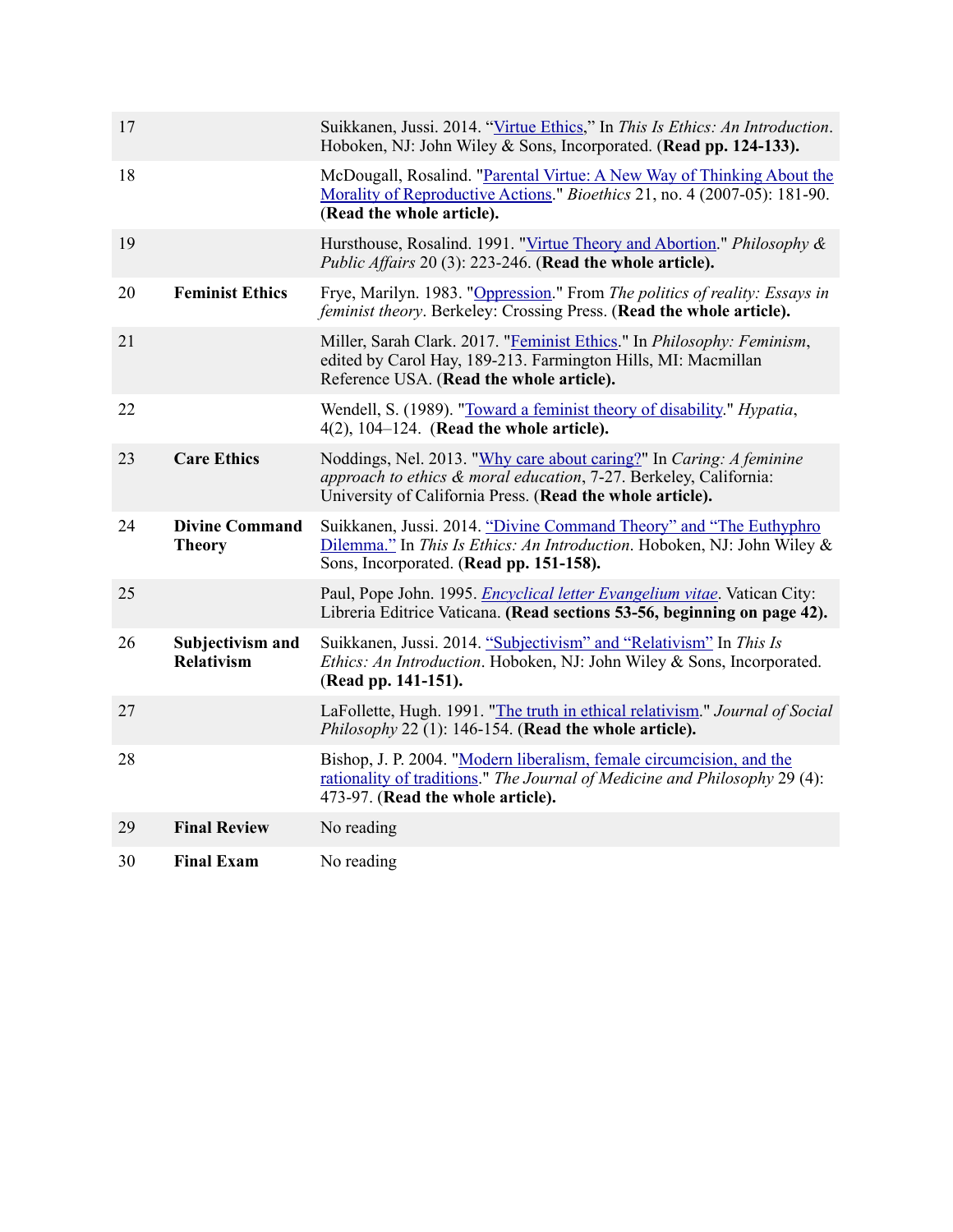| | | |
|---|---|---|
| 17 | | Suikkanen, Jussi. 2014. "Virtue Ethics," In *This Is Ethics: An Introduction*. Hoboken, NJ: John Wiley & Sons, Incorporated. **(Read pp. 124-133).** |
| 18 | | McDougall, Rosalind. "Parental Virtue: A New Way of Thinking About the Morality of Reproductive Actions." *Bioethics* 21, no. 4 (2007-05): 181-90. **(Read the whole article).** |
| 19 | | Hursthouse, Rosalind. 1991. "Virtue Theory and Abortion." *Philosophy & Public Affairs* 20 (3): 223-246. **(Read the whole article).** |
| 20 | **Feminist Ethics** | Frye, Marilyn. 1983. "Oppression." From *The politics of reality: Essays in feminist theory*. Berkeley: Crossing Press. **(Read the whole article).** |
| 21 | | Miller, Sarah Clark. 2017. "Feminist Ethics." In *Philosophy: Feminism*, edited by Carol Hay, 189-213. Farmington Hills, MI: Macmillan Reference USA. **(Read the whole article).** |
| 22 | | Wendell, S. (1989). "Toward a feminist theory of disability." *Hypatia*, 4(2), 104–124. **(Read the whole article).** |
| 23 | **Care Ethics** | Noddings, Nel. 2013. "Why care about caring?" In *Caring: A feminine approach to ethics & moral education*, 7-27. Berkeley, California: University of California Press. **(Read the whole article).** |
| 24 | **Divine Command Theory** | Suikkanen, Jussi. 2014. "Divine Command Theory" and "The Euthyphro Dilemma." In *This Is Ethics: An Introduction*. Hoboken, NJ: John Wiley & Sons, Incorporated. **(Read pp. 151-158).** |
| 25 | | Paul, Pope John. 1995. *Encyclical letter Evangelium vitae*. Vatican City: Libreria Editrice Vaticana. **(Read sections 53-56, beginning on page 42).** |
| 26 | **Subjectivism and Relativism** | Suikkanen, Jussi. 2014. "Subjectivism" and "Relativism" In *This Is Ethics: An Introduction*. Hoboken, NJ: John Wiley & Sons, Incorporated. **(Read pp. 141-151).** |
| 27 | | LaFollette, Hugh. 1991. "The truth in ethical relativism." *Journal of Social Philosophy* 22 (1): 146-154. **(Read the whole article).** |
| 28 | | Bishop, J. P. 2004. "Modern liberalism, female circumcision, and the rationality of traditions." *The Journal of Medicine and Philosophy* 29 (4): 473-97. **(Read the whole article).** |
| 29 | **Final Review** | No reading |
| 30 | **Final Exam** | No reading |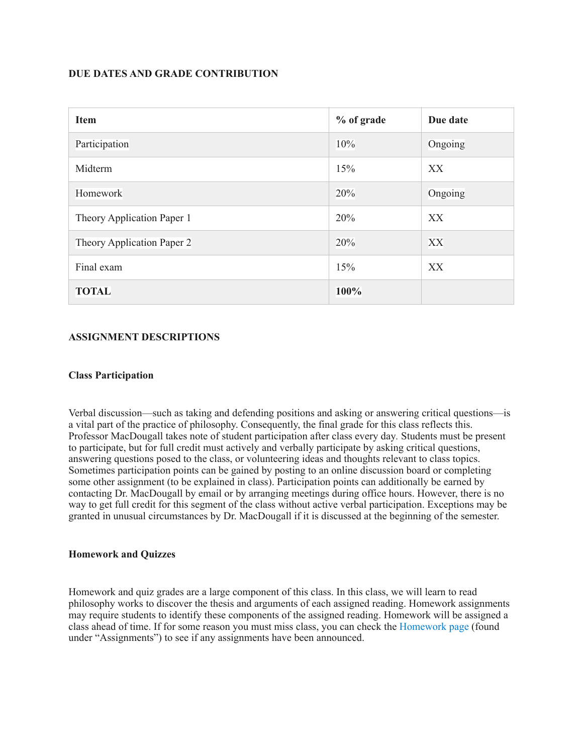**DUE DATES AND GRADE CONTRIBUTION**

| **Item** | **% of grade** | **Due date** |
|---|---|---|
| Participation | 10% | Ongoing |
| Midterm | 15% | XX |
| Homework | 20% | Ongoing |
| Theory Application Paper 1 | 20% | XX |
| Theory Application Paper 2 | 20% | XX |
| Final exam | 15% | XX |
| **TOTAL** | **100%** | |

**ASSIGNMENT DESCRIPTIONS**

**Class Participation**

Verbal discussion—such as taking and defending positions and asking or answering critical questions—is a vital part of the practice of philosophy. Consequently, the final grade for this class reflects this. Professor MacDougall takes note of student participation after class every day. Students must be present to participate, but for full credit must actively and verbally participate by asking critical questions, answering questions posed to the class, or volunteering ideas and thoughts relevant to class topics. Sometimes participation points can be gained by posting to an online discussion board or completing some other assignment (to be explained in class). Participation points can additionally be earned by contacting Dr. MacDougall by email or by arranging meetings during office hours. However, there is no way to get full credit for this segment of the class without active verbal participation. Exceptions may be granted in unusual circumstances by Dr. MacDougall if it is discussed at the beginning of the semester.

**Homework and Quizzes**

Homework and quiz grades are a large component of this class. In this class, we will learn to read philosophy works to discover the thesis and arguments of each assigned reading. Homework assignments may require students to identify these components of the assigned reading. Homework will be assigned a class ahead of time. If for some reason you must miss class, you can check the Homework page (found under "Assignments") to see if any assignments have been announced.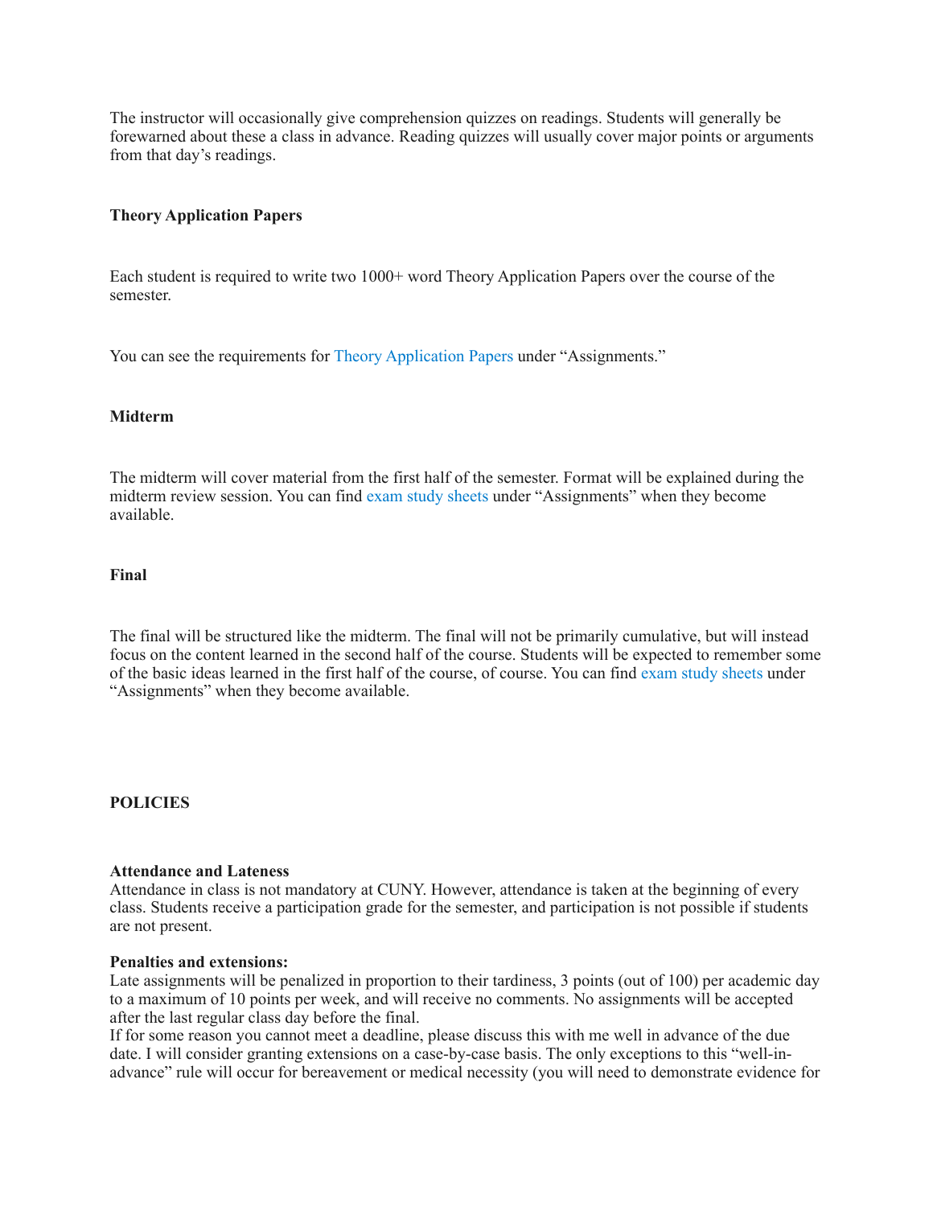The instructor will occasionally give comprehension quizzes on readings. Students will generally be forewarned about these a class in advance. Reading quizzes will usually cover major points or arguments from that day's readings.

**Theory Application Papers**

Each student is required to write two 1000+ word Theory Application Papers over the course of the semester.

You can see the requirements for Theory Application Papers under "Assignments."

**Midterm**

The midterm will cover material from the first half of the semester. Format will be explained during the midterm review session. You can find exam study sheets under "Assignments" when they become available.

**Final**

The final will be structured like the midterm. The final will not be primarily cumulative, but will instead focus on the content learned in the second half of the course. Students will be expected to remember some of the basic ideas learned in the first half of the course, of course. You can find exam study sheets under "Assignments" when they become available.

**POLICIES**

**Attendance and Lateness**
Attendance in class is not mandatory at CUNY. However, attendance is taken at the beginning of every class. Students receive a participation grade for the semester, and participation is not possible if students are not present.

**Penalties and extensions:**
Late assignments will be penalized in proportion to their tardiness, 3 points (out of 100) per academic day to a maximum of 10 points per week, and will receive no comments. No assignments will be accepted after the last regular class day before the final.
If for some reason you cannot meet a deadline, please discuss this with me well in advance of the due date. I will consider granting extensions on a case-by-case basis. The only exceptions to this "well-in-advance" rule will occur for bereavement or medical necessity (you will need to demonstrate evidence for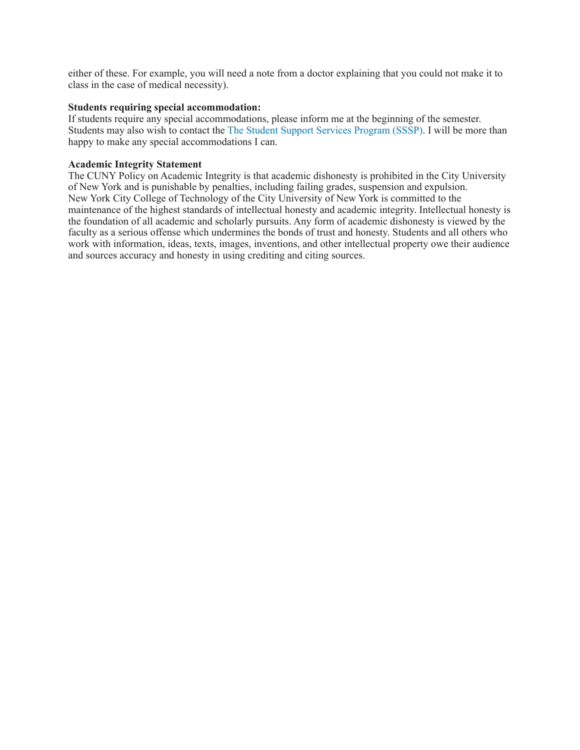either of these. For example, you will need a note from a doctor explaining that you could not make it to class in the case of medical necessity).

**Students requiring special accommodation:**

If students require any special accommodations, please inform me at the beginning of the semester. Students may also wish to contact the The Student Support Services Program (SSSP). I will be more than happy to make any special accommodations I can.

**Academic Integrity Statement**

The CUNY Policy on Academic Integrity is that academic dishonesty is prohibited in the City University of New York and is punishable by penalties, including failing grades, suspension and expulsion.
New York City College of Technology of the City University of New York is committed to the maintenance of the highest standards of intellectual honesty and academic integrity. Intellectual honesty is the foundation of all academic and scholarly pursuits. Any form of academic dishonesty is viewed by the faculty as a serious offense which undermines the bonds of trust and honesty. Students and all others who work with information, ideas, texts, images, inventions, and other intellectual property owe their audience and sources accuracy and honesty in using crediting and citing sources.